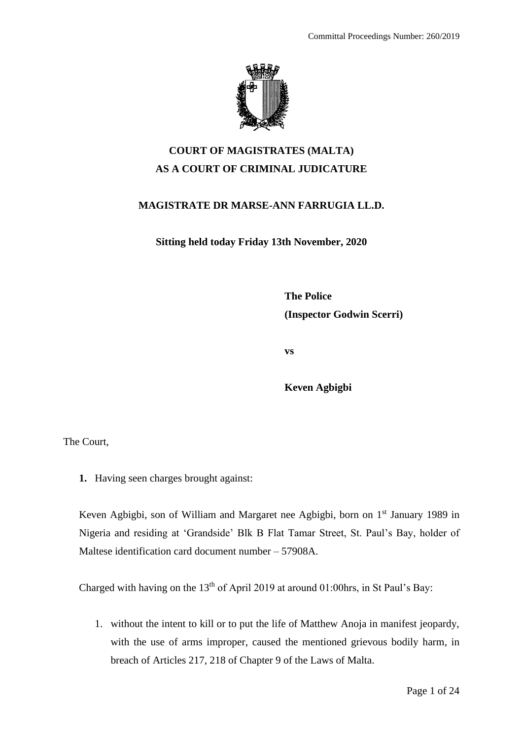Committal Proceedings Number: 260/2019

**COURT OF MAGISTRATES (MALTA)**
**AS A COURT OF CRIMINAL JUDICATURE**

**MAGISTRATE DR MARSE-ANN FARRUGIA LL.D.**

**Sitting held today Friday 13th November, 2020**

**The Police**
**(Inspector Godwin Scerri)**

**vs**

**Keven Agbigbi**

The Court,

**1.** Having seen charges brought against:

Keven Agbigbi, son of William and Margaret nee Agbigbi, born on 1st January 1989 in Nigeria and residing at 'Grandside' Blk B Flat Tamar Street, St. Paul's Bay, holder of Maltese identification card document number – 57908A.

Charged with having on the 13th of April 2019 at around 01:00hrs, in St Paul's Bay:

1. without the intent to kill or to put the life of Matthew Anoja in manifest jeopardy, with the use of arms improper, caused the mentioned grievous bodily harm, in breach of Articles 217, 218 of Chapter 9 of the Laws of Malta.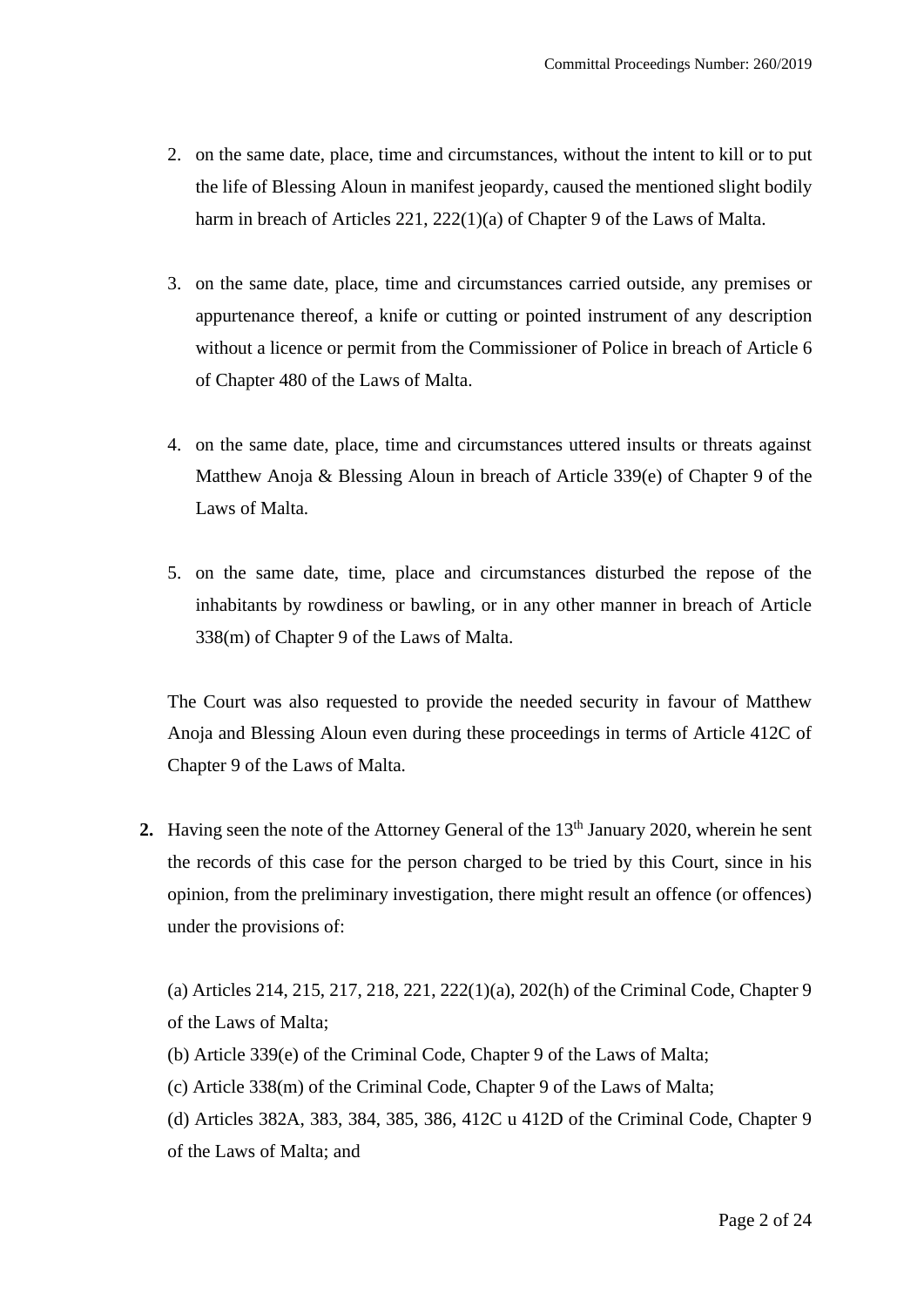2. on the same date, place, time and circumstances, without the intent to kill or to put the life of Blessing Aloun in manifest jeopardy, caused the mentioned slight bodily harm in breach of Articles 221, 222(1)(a) of Chapter 9 of the Laws of Malta.

3. on the same date, place, time and circumstances carried outside, any premises or appurtenance thereof, a knife or cutting or pointed instrument of any description without a licence or permit from the Commissioner of Police in breach of Article 6 of Chapter 480 of the Laws of Malta.

4. on the same date, place, time and circumstances uttered insults or threats against Matthew Anoja & Blessing Aloun in breach of Article 339(e) of Chapter 9 of the Laws of Malta.

5. on the same date, time, place and circumstances disturbed the repose of the inhabitants by rowdiness or bawling, or in any other manner in breach of Article 338(m) of Chapter 9 of the Laws of Malta.

The Court was also requested to provide the needed security in favour of Matthew Anoja and Blessing Aloun even during these proceedings in terms of Article 412C of Chapter 9 of the Laws of Malta.

**2.** Having seen the note of the Attorney General of the 13th January 2020, wherein he sent the records of this case for the person charged to be tried by this Court, since in his opinion, from the preliminary investigation, there might result an offence (or offences) under the provisions of:

(a) Articles 214, 215, 217, 218, 221, 222(1)(a), 202(h) of the Criminal Code, Chapter 9 of the Laws of Malta;

(b) Article 339(e) of the Criminal Code, Chapter 9 of the Laws of Malta;

(c) Article 338(m) of the Criminal Code, Chapter 9 of the Laws of Malta;

(d) Articles 382A, 383, 384, 385, 386, 412C u 412D of the Criminal Code, Chapter 9 of the Laws of Malta; and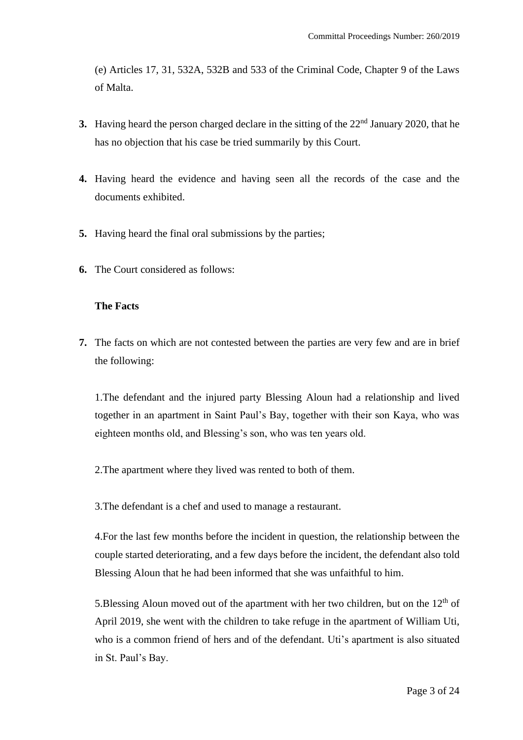(e) Articles 17, 31, 532A, 532B and 533 of the Criminal Code, Chapter 9 of the Laws of Malta.

**3.** Having heard the person charged declare in the sitting of the 22nd January 2020, that he has no objection that his case be tried summarily by this Court.

**4.** Having heard the evidence and having seen all the records of the case and the documents exhibited.

**5.** Having heard the final oral submissions by the parties;

**6.** The Court considered as follows:

**The Facts**

**7.** The facts on which are not contested between the parties are very few and are in brief the following:

1.The defendant and the injured party Blessing Aloun had a relationship and lived together in an apartment in Saint Paul's Bay, together with their son Kaya, who was eighteen months old, and Blessing's son, who was ten years old.

2.The apartment where they lived was rented to both of them.

3.The defendant is a chef and used to manage a restaurant.

4.For the last few months before the incident in question, the relationship between the couple started deteriorating, and a few days before the incident, the defendant also told Blessing Aloun that he had been informed that she was unfaithful to him.

5.Blessing Aloun moved out of the apartment with her two children, but on the 12th of April 2019, she went with the children to take refuge in the apartment of William Uti, who is a common friend of hers and of the defendant. Uti's apartment is also situated in St. Paul's Bay.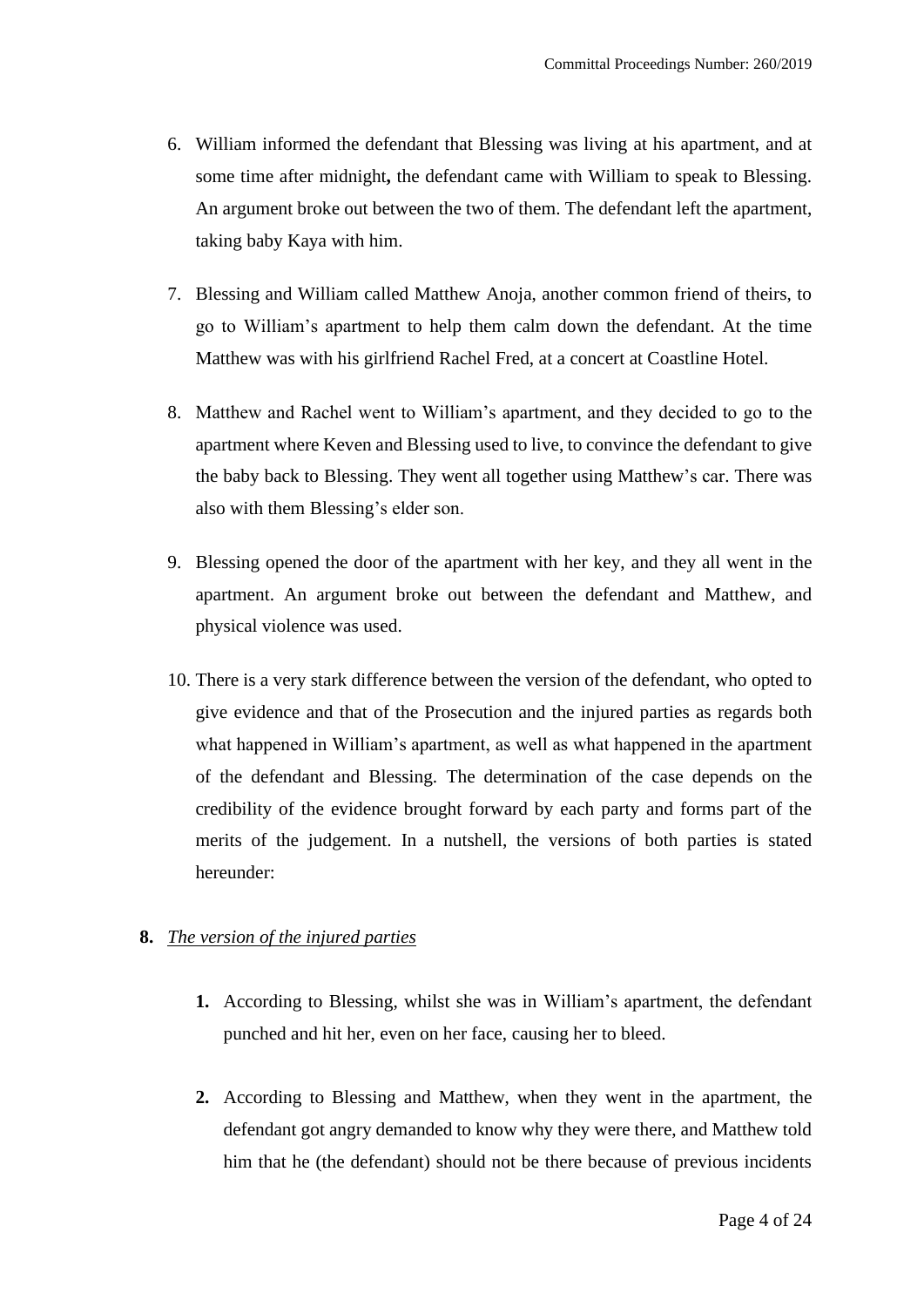6. William informed the defendant that Blessing was living at his apartment, and at some time after midnight**,** the defendant came with William to speak to Blessing. An argument broke out between the two of them. The defendant left the apartment, taking baby Kaya with him.

7. Blessing and William called Matthew Anoja, another common friend of theirs, to go to William's apartment to help them calm down the defendant. At the time Matthew was with his girlfriend Rachel Fred, at a concert at Coastline Hotel.

8. Matthew and Rachel went to William's apartment, and they decided to go to the apartment where Keven and Blessing used to live, to convince the defendant to give the baby back to Blessing. They went all together using Matthew's car. There was also with them Blessing's elder son.

9. Blessing opened the door of the apartment with her key, and they all went in the apartment. An argument broke out between the defendant and Matthew, and physical violence was used.

10. There is a very stark difference between the version of the defendant, who opted to give evidence and that of the Prosecution and the injured parties as regards both what happened in William's apartment, as well as what happened in the apartment of the defendant and Blessing. The determination of the case depends on the credibility of the evidence brought forward by each party and forms part of the merits of the judgement. In a nutshell, the versions of both parties is stated hereunder:

**8.** *The version of the injured parties*

**1.** According to Blessing, whilst she was in William's apartment, the defendant punched and hit her, even on her face, causing her to bleed.

**2.** According to Blessing and Matthew, when they went in the apartment, the defendant got angry demanded to know why they were there, and Matthew told him that he (the defendant) should not be there because of previous incidents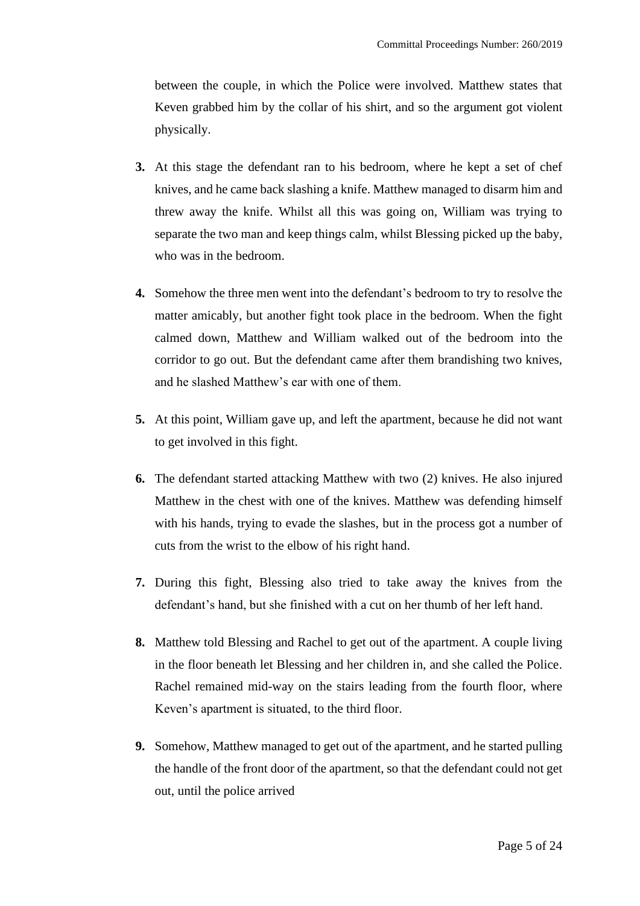between the couple, in which the Police were involved. Matthew states that Keven grabbed him by the collar of his shirt, and so the argument got violent physically.

**3.** At this stage the defendant ran to his bedroom, where he kept a set of chef knives, and he came back slashing a knife. Matthew managed to disarm him and threw away the knife. Whilst all this was going on, William was trying to separate the two man and keep things calm, whilst Blessing picked up the baby, who was in the bedroom.

**4.** Somehow the three men went into the defendant's bedroom to try to resolve the matter amicably, but another fight took place in the bedroom. When the fight calmed down, Matthew and William walked out of the bedroom into the corridor to go out. But the defendant came after them brandishing two knives, and he slashed Matthew's ear with one of them.

**5.** At this point, William gave up, and left the apartment, because he did not want to get involved in this fight.

**6.** The defendant started attacking Matthew with two (2) knives. He also injured Matthew in the chest with one of the knives. Matthew was defending himself with his hands, trying to evade the slashes, but in the process got a number of cuts from the wrist to the elbow of his right hand.

**7.** During this fight, Blessing also tried to take away the knives from the defendant's hand, but she finished with a cut on her thumb of her left hand.

**8.** Matthew told Blessing and Rachel to get out of the apartment. A couple living in the floor beneath let Blessing and her children in, and she called the Police. Rachel remained mid-way on the stairs leading from the fourth floor, where Keven's apartment is situated, to the third floor.

**9.** Somehow, Matthew managed to get out of the apartment, and he started pulling the handle of the front door of the apartment, so that the defendant could not get out, until the police arrived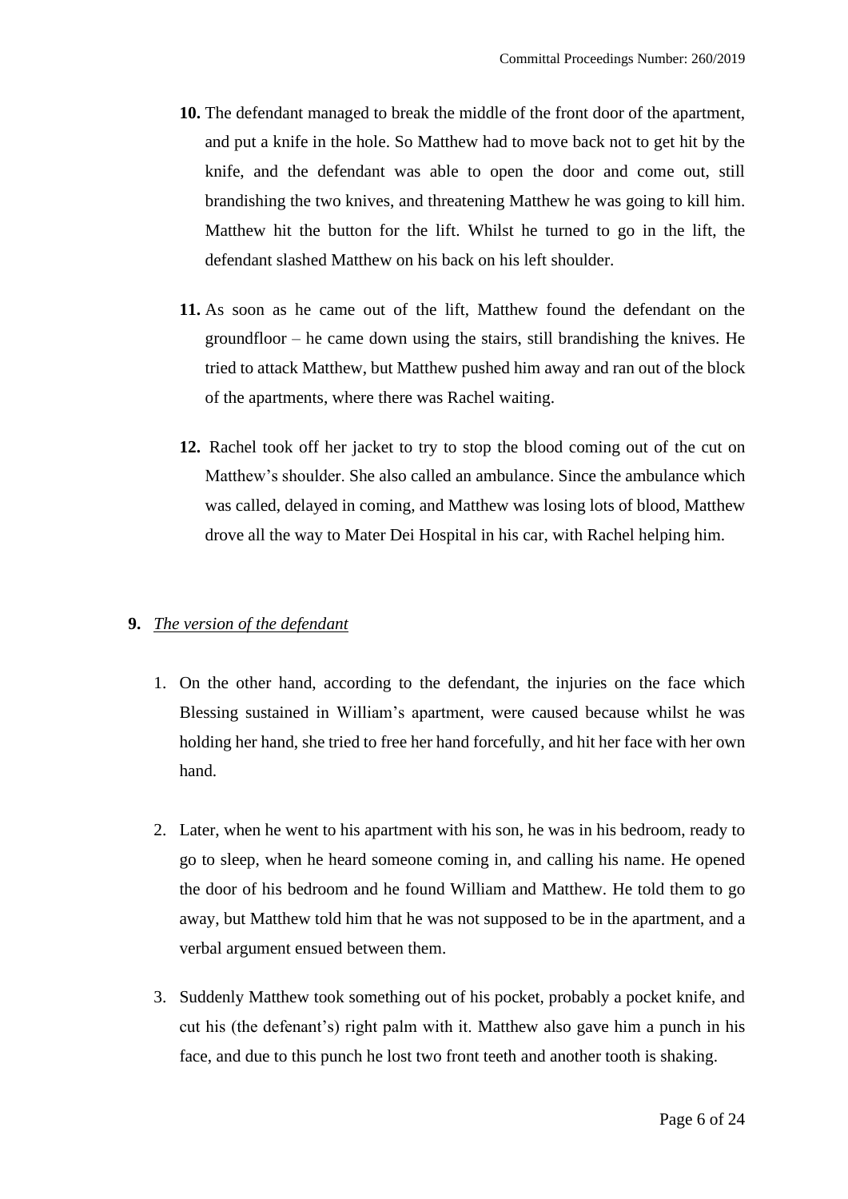10. The defendant managed to break the middle of the front door of the apartment, and put a knife in the hole. So Matthew had to move back not to get hit by the knife, and the defendant was able to open the door and come out, still brandishing the two knives, and threatening Matthew he was going to kill him. Matthew hit the button for the lift. Whilst he turned to go in the lift, the defendant slashed Matthew on his back on his left shoulder.

11. As soon as he came out of the lift, Matthew found the defendant on the groundfloor – he came down using the stairs, still brandishing the knives. He tried to attack Matthew, but Matthew pushed him away and ran out of the block of the apartments, where there was Rachel waiting.

12. Rachel took off her jacket to try to stop the blood coming out of the cut on Matthew's shoulder. She also called an ambulance. Since the ambulance which was called, delayed in coming, and Matthew was losing lots of blood, Matthew drove all the way to Mater Dei Hospital in his car, with Rachel helping him.

**9.** *The version of the defendant*

1. On the other hand, according to the defendant, the injuries on the face which Blessing sustained in William's apartment, were caused because whilst he was holding her hand, she tried to free her hand forcefully, and hit her face with her own hand.

2. Later, when he went to his apartment with his son, he was in his bedroom, ready to go to sleep, when he heard someone coming in, and calling his name. He opened the door of his bedroom and he found William and Matthew. He told them to go away, but Matthew told him that he was not supposed to be in the apartment, and a verbal argument ensued between them.

3. Suddenly Matthew took something out of his pocket, probably a pocket knife, and cut his (the defenant's) right palm with it. Matthew also gave him a punch in his face, and due to this punch he lost two front teeth and another tooth is shaking.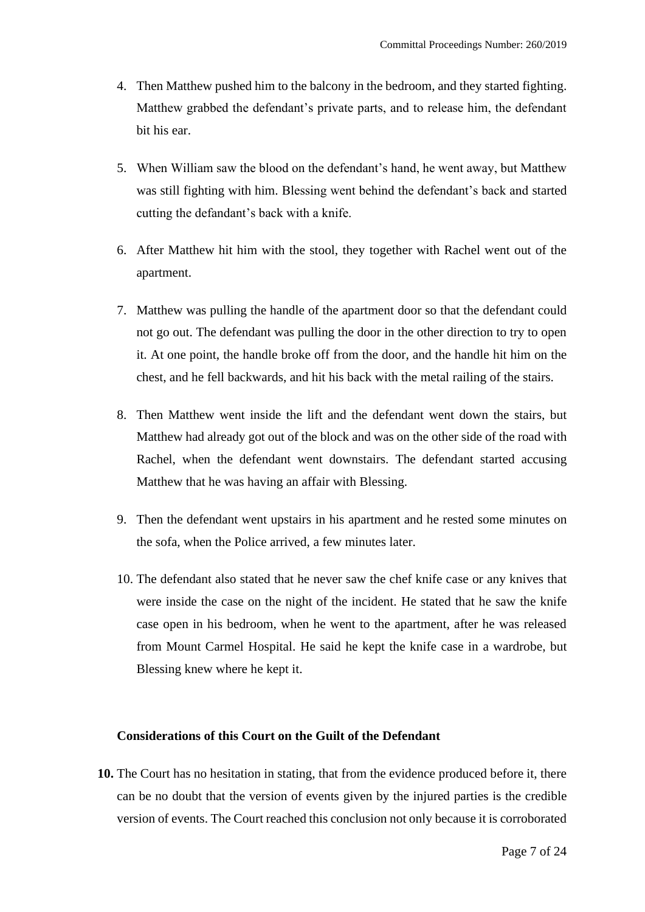4. Then Matthew pushed him to the balcony in the bedroom, and they started fighting. Matthew grabbed the defendant's private parts, and to release him, the defendant bit his ear.

5. When William saw the blood on the defendant's hand, he went away, but Matthew was still fighting with him. Blessing went behind the defendant's back and started cutting the defandant's back with a knife.

6. After Matthew hit him with the stool, they together with Rachel went out of the apartment.

7. Matthew was pulling the handle of the apartment door so that the defendant could not go out. The defendant was pulling the door in the other direction to try to open it. At one point, the handle broke off from the door, and the handle hit him on the chest, and he fell backwards, and hit his back with the metal railing of the stairs.

8. Then Matthew went inside the lift and the defendant went down the stairs, but Matthew had already got out of the block and was on the other side of the road with Rachel, when the defendant went downstairs. The defendant started accusing Matthew that he was having an affair with Blessing.

9. Then the defendant went upstairs in his apartment and he rested some minutes on the sofa, when the Police arrived, a few minutes later.

10. The defendant also stated that he never saw the chef knife case or any knives that were inside the case on the night of the incident. He stated that he saw the knife case open in his bedroom, when he went to the apartment, after he was released from Mount Carmel Hospital. He said he kept the knife case in a wardrobe, but Blessing knew where he kept it.

**Considerations of this Court on the Guilt of the Defendant**

**10.** The Court has no hesitation in stating, that from the evidence produced before it, there can be no doubt that the version of events given by the injured parties is the credible version of events. The Court reached this conclusion not only because it is corroborated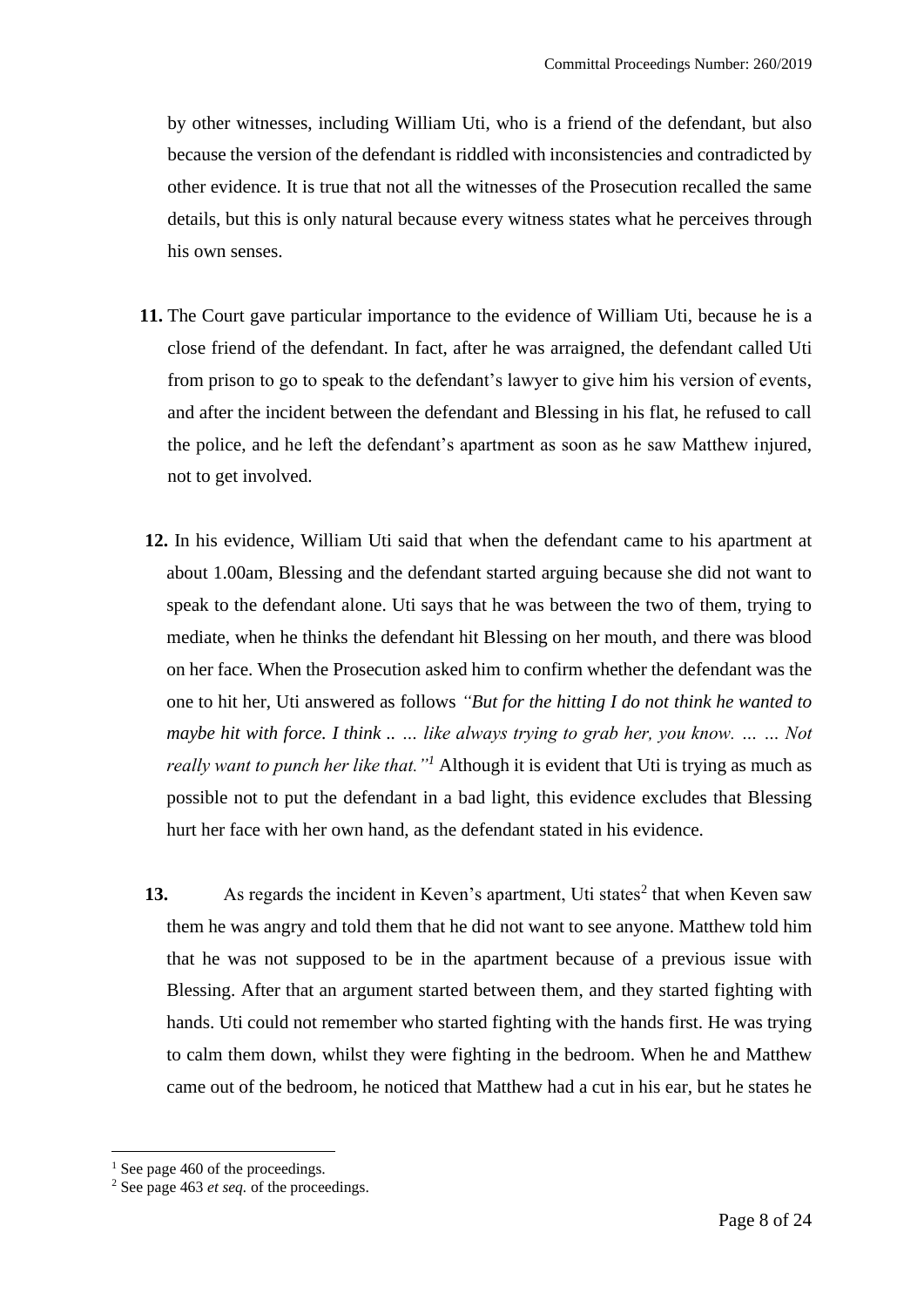by other witnesses, including William Uti, who is a friend of the defendant, but also because the version of the defendant is riddled with inconsistencies and contradicted by other evidence. It is true that not all the witnesses of the Prosecution recalled the same details, but this is only natural because every witness states what he perceives through his own senses.

**11.** The Court gave particular importance to the evidence of William Uti, because he is a close friend of the defendant. In fact, after he was arraigned, the defendant called Uti from prison to go to speak to the defendant's lawyer to give him his version of events, and after the incident between the defendant and Blessing in his flat, he refused to call the police, and he left the defendant's apartment as soon as he saw Matthew injured, not to get involved.

**12.** In his evidence, William Uti said that when the defendant came to his apartment at about 1.00am, Blessing and the defendant started arguing because she did not want to speak to the defendant alone. Uti says that he was between the two of them, trying to mediate, when he thinks the defendant hit Blessing on her mouth, and there was blood on her face. When the Prosecution asked him to confirm whether the defendant was the one to hit her, Uti answered as follows *"But for the hitting I do not think he wanted to maybe hit with force. I think .. … like always trying to grab her, you know. … … Not really want to punch her like that."*[1] Although it is evident that Uti is trying as much as possible not to put the defendant in a bad light, this evidence excludes that Blessing hurt her face with her own hand, as the defendant stated in his evidence.

**13.** As regards the incident in Keven's apartment, Uti states[2] that when Keven saw them he was angry and told them that he did not want to see anyone. Matthew told him that he was not supposed to be in the apartment because of a previous issue with Blessing. After that an argument started between them, and they started fighting with hands. Uti could not remember who started fighting with the hands first. He was trying to calm them down, whilst they were fighting in the bedroom. When he and Matthew came out of the bedroom, he noticed that Matthew had a cut in his ear, but he states he

---

[1] See page 460 of the proceedings.

[2] See page 463 *et seq.* of the proceedings.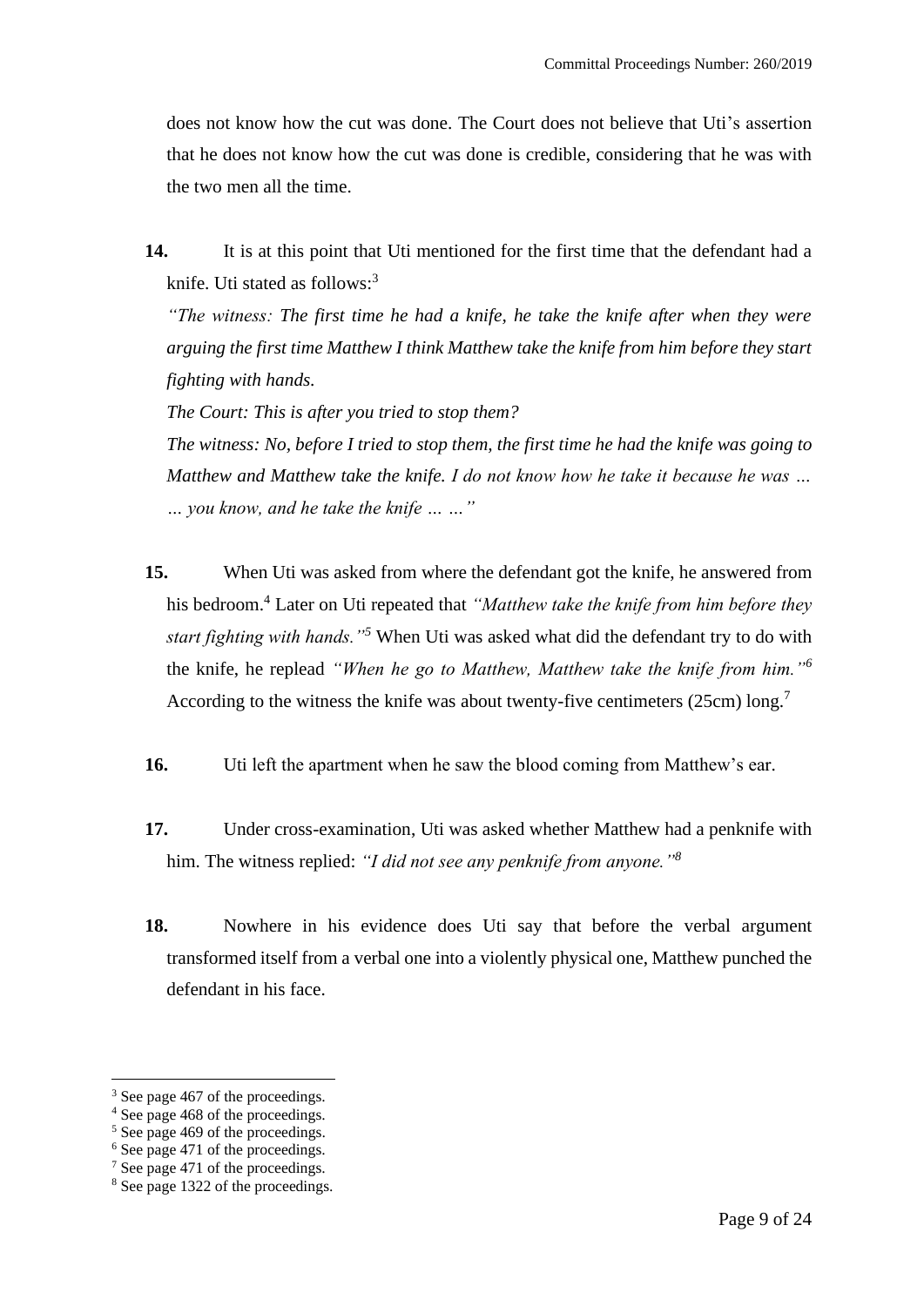does not know how the cut was done. The Court does not believe that Uti's assertion that he does not know how the cut was done is credible, considering that he was with the two men all the time.

**14.** It is at this point that Uti mentioned for the first time that the defendant had a knife. Uti stated as follows:[3]

*"The witness: The first time he had a knife, he take the knife after when they were arguing the first time Matthew I think Matthew take the knife from him before they start fighting with hands.*

*The Court: This is after you tried to stop them?*

*The witness: No, before I tried to stop them, the first time he had the knife was going to Matthew and Matthew take the knife. I do not know how he take it because he was … … you know, and he take the knife … …"*

**15.** When Uti was asked from where the defendant got the knife, he answered from his bedroom.[4] Later on Uti repeated that *"Matthew take the knife from him before they start fighting with hands."*[5] When Uti was asked what did the defendant try to do with the knife, he replead *"When he go to Matthew, Matthew take the knife from him."*[6] According to the witness the knife was about twenty-five centimeters (25cm) long.[7]

**16.** Uti left the apartment when he saw the blood coming from Matthew's ear.

**17.** Under cross-examination, Uti was asked whether Matthew had a penknife with him. The witness replied: *"I did not see any penknife from anyone."*[8]

**18.** Nowhere in his evidence does Uti say that before the verbal argument transformed itself from a verbal one into a violently physical one, Matthew punched the defendant in his face.

---

[3] See page 467 of the proceedings.
[4] See page 468 of the proceedings.
[5] See page 469 of the proceedings.
[6] See page 471 of the proceedings.
[7] See page 471 of the proceedings.
[8] See page 1322 of the proceedings.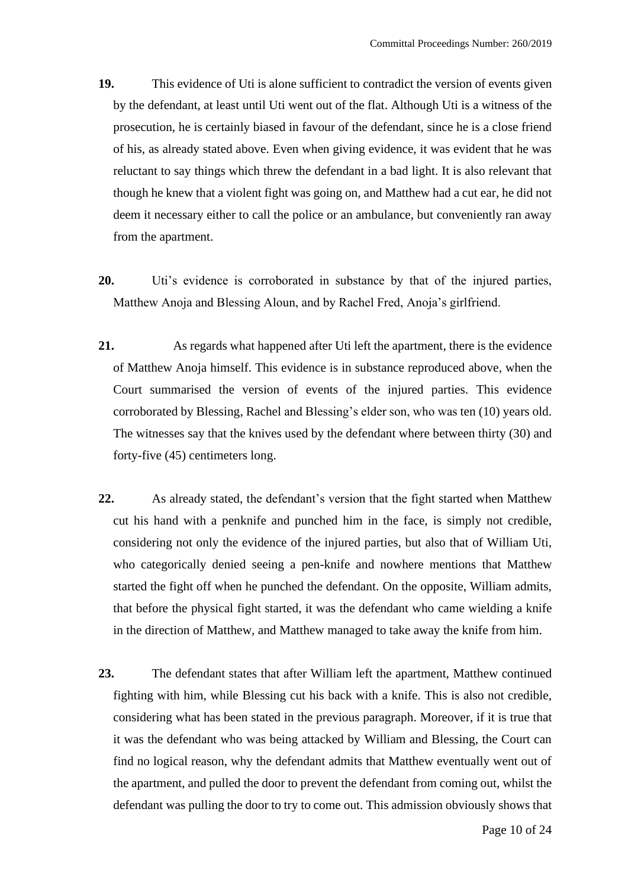**19.** This evidence of Uti is alone sufficient to contradict the version of events given by the defendant, at least until Uti went out of the flat. Although Uti is a witness of the prosecution, he is certainly biased in favour of the defendant, since he is a close friend of his, as already stated above. Even when giving evidence, it was evident that he was reluctant to say things which threw the defendant in a bad light. It is also relevant that though he knew that a violent fight was going on, and Matthew had a cut ear, he did not deem it necessary either to call the police or an ambulance, but conveniently ran away from the apartment.

**20.** Uti's evidence is corroborated in substance by that of the injured parties, Matthew Anoja and Blessing Aloun, and by Rachel Fred, Anoja's girlfriend.

**21.** As regards what happened after Uti left the apartment, there is the evidence of Matthew Anoja himself. This evidence is in substance reproduced above, when the Court summarised the version of events of the injured parties. This evidence corroborated by Blessing, Rachel and Blessing's elder son, who was ten (10) years old. The witnesses say that the knives used by the defendant where between thirty (30) and forty-five (45) centimeters long.

**22.** As already stated, the defendant's version that the fight started when Matthew cut his hand with a penknife and punched him in the face, is simply not credible, considering not only the evidence of the injured parties, but also that of William Uti, who categorically denied seeing a pen-knife and nowhere mentions that Matthew started the fight off when he punched the defendant. On the opposite, William admits, that before the physical fight started, it was the defendant who came wielding a knife in the direction of Matthew, and Matthew managed to take away the knife from him.

**23.** The defendant states that after William left the apartment, Matthew continued fighting with him, while Blessing cut his back with a knife. This is also not credible, considering what has been stated in the previous paragraph. Moreover, if it is true that it was the defendant who was being attacked by William and Blessing, the Court can find no logical reason, why the defendant admits that Matthew eventually went out of the apartment, and pulled the door to prevent the defendant from coming out, whilst the defendant was pulling the door to try to come out. This admission obviously shows that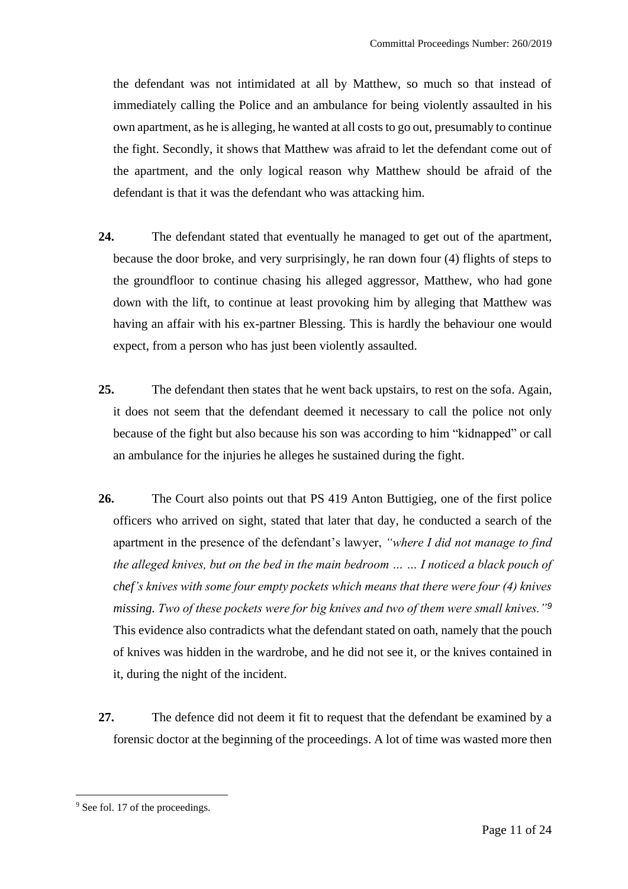the defendant was not intimidated at all by Matthew, so much so that instead of immediately calling the Police and an ambulance for being violently assaulted in his own apartment, as he is alleging, he wanted at all costs to go out, presumably to continue the fight. Secondly, it shows that Matthew was afraid to let the defendant come out of the apartment, and the only logical reason why Matthew should be afraid of the defendant is that it was the defendant who was attacking him.

**24.** The defendant stated that eventually he managed to get out of the apartment, because the door broke, and very surprisingly, he ran down four (4) flights of steps to the groundfloor to continue chasing his alleged aggressor, Matthew, who had gone down with the lift, to continue at least provoking him by alleging that Matthew was having an affair with his ex-partner Blessing. This is hardly the behaviour one would expect, from a person who has just been violently assaulted.

**25.** The defendant then states that he went back upstairs, to rest on the sofa. Again, it does not seem that the defendant deemed it necessary to call the police not only because of the fight but also because his son was according to him "kidnapped" or call an ambulance for the injuries he alleges he sustained during the fight.

**26.** The Court also points out that PS 419 Anton Buttigieg, one of the first police officers who arrived on sight, stated that later that day, he conducted a search of the apartment in the presence of the defendant's lawyer, *"where I did not manage to find the alleged knives, but on the bed in the main bedroom … … I noticed a black pouch of chef's knives with some four empty pockets which means that there were four (4) knives missing. Two of these pockets were for big knives and two of them were small knives."*[9] This evidence also contradicts what the defendant stated on oath, namely that the pouch of knives was hidden in the wardrobe, and he did not see it, or the knives contained in it, during the night of the incident.

**27.** The defence did not deem it fit to request that the defendant be examined by a forensic doctor at the beginning of the proceedings. A lot of time was wasted more then

[9] See fol. 17 of the proceedings.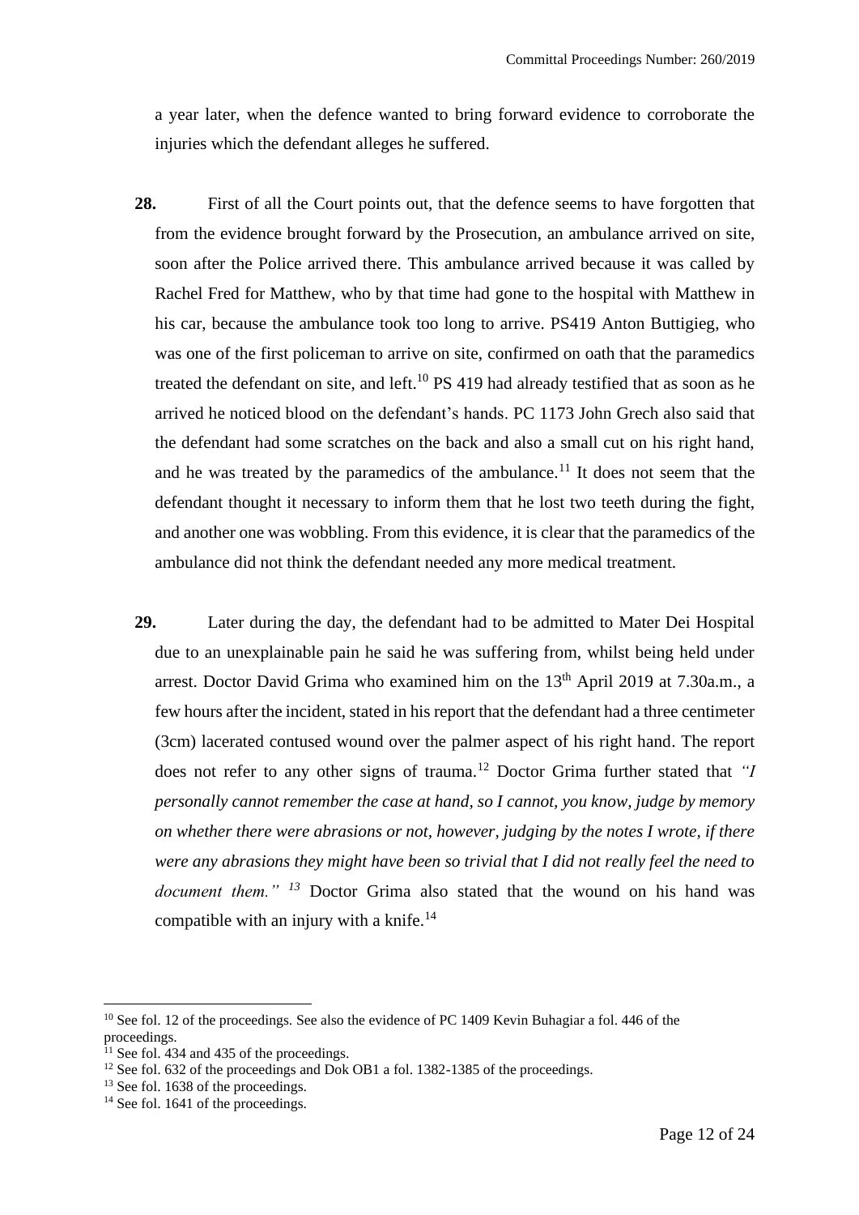a year later, when the defence wanted to bring forward evidence to corroborate the injuries which the defendant alleges he suffered.

**28.** First of all the Court points out, that the defence seems to have forgotten that from the evidence brought forward by the Prosecution, an ambulance arrived on site, soon after the Police arrived there. This ambulance arrived because it was called by Rachel Fred for Matthew, who by that time had gone to the hospital with Matthew in his car, because the ambulance took too long to arrive. PS419 Anton Buttigieg, who was one of the first policeman to arrive on site, confirmed on oath that the paramedics treated the defendant on site, and left.[10] PS 419 had already testified that as soon as he arrived he noticed blood on the defendant's hands. PC 1173 John Grech also said that the defendant had some scratches on the back and also a small cut on his right hand, and he was treated by the paramedics of the ambulance.[11] It does not seem that the defendant thought it necessary to inform them that he lost two teeth during the fight, and another one was wobbling. From this evidence, it is clear that the paramedics of the ambulance did not think the defendant needed any more medical treatment.

**29.** Later during the day, the defendant had to be admitted to Mater Dei Hospital due to an unexplainable pain he said he was suffering from, whilst being held under arrest. Doctor David Grima who examined him on the 13th April 2019 at 7.30a.m., a few hours after the incident, stated in his report that the defendant had a three centimeter (3cm) lacerated contused wound over the palmer aspect of his right hand. The report does not refer to any other signs of trauma.[12] Doctor Grima further stated that *"I personally cannot remember the case at hand, so I cannot, you know, judge by memory on whether there were abrasions or not, however, judging by the notes I wrote, if there were any abrasions they might have been so trivial that I did not really feel the need to document them."* [13] Doctor Grima also stated that the wound on his hand was compatible with an injury with a knife.[14]

---

[10] See fol. 12 of the proceedings. See also the evidence of PC 1409 Kevin Buhagiar a fol. 446 of the proceedings.

[11] See fol. 434 and 435 of the proceedings.

[12] See fol. 632 of the proceedings and Dok OB1 a fol. 1382-1385 of the proceedings.

[13] See fol. 1638 of the proceedings.

[14] See fol. 1641 of the proceedings.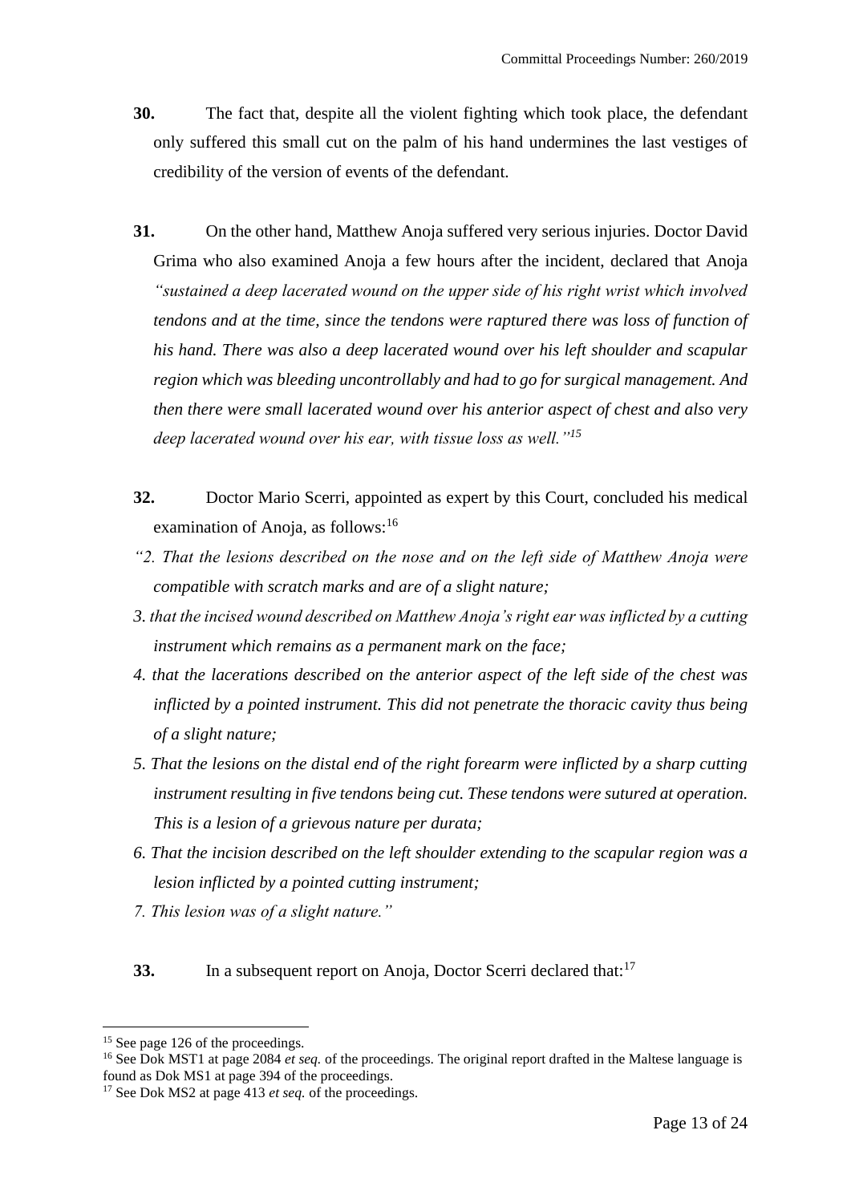**30.** The fact that, despite all the violent fighting which took place, the defendant only suffered this small cut on the palm of his hand undermines the last vestiges of credibility of the version of events of the defendant.

**31.** On the other hand, Matthew Anoja suffered very serious injuries. Doctor David Grima who also examined Anoja a few hours after the incident, declared that Anoja *"sustained a deep lacerated wound on the upper side of his right wrist which involved tendons and at the time, since the tendons were raptured there was loss of function of his hand. There was also a deep lacerated wound over his left shoulder and scapular region which was bleeding uncontrollably and had to go for surgical management. And then there were small lacerated wound over his anterior aspect of chest and also very deep lacerated wound over his ear, with tissue loss as well."*[15]

**32.** Doctor Mario Scerri, appointed as expert by this Court, concluded his medical examination of Anoja, as follows:[16]

*"2. That the lesions described on the nose and on the left side of Matthew Anoja were compatible with scratch marks and are of a slight nature;*

*3. that the incised wound described on Matthew Anoja's right ear was inflicted by a cutting instrument which remains as a permanent mark on the face;*

*4. that the lacerations described on the anterior aspect of the left side of the chest was inflicted by a pointed instrument. This did not penetrate the thoracic cavity thus being of a slight nature;*

*5. That the lesions on the distal end of the right forearm were inflicted by a sharp cutting instrument resulting in five tendons being cut. These tendons were sutured at operation. This is a lesion of a grievous nature per durata;*

*6. That the incision described on the left shoulder extending to the scapular region was a lesion inflicted by a pointed cutting instrument;*

*7. This lesion was of a slight nature."*

**33.** In a subsequent report on Anoja, Doctor Scerri declared that:[17]

---

[15] See page 126 of the proceedings.

[16] See Dok MST1 at page 2084 *et seq.* of the proceedings. The original report drafted in the Maltese language is found as Dok MS1 at page 394 of the proceedings.

[17] See Dok MS2 at page 413 *et seq.* of the proceedings.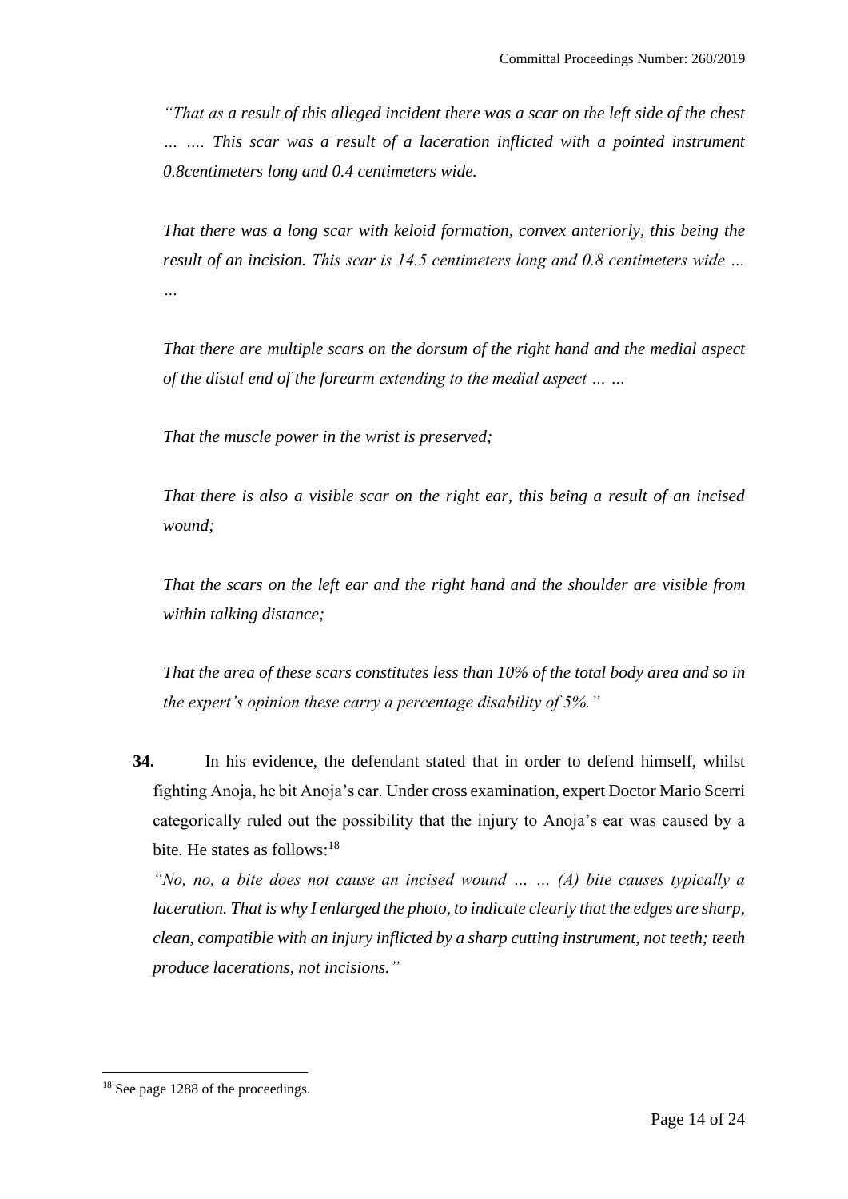*"That as a result of this alleged incident there was a scar on the left side of the chest … …. This scar was a result of a laceration inflicted with a pointed instrument 0.8centimeters long and 0.4 centimeters wide.*

*That there was a long scar with keloid formation, convex anteriorly, this being the result of an incision. This scar is 14.5 centimeters long and 0.8 centimeters wide … …*

*That there are multiple scars on the dorsum of the right hand and the medial aspect of the distal end of the forearm extending to the medial aspect … …*

*That the muscle power in the wrist is preserved;*

*That there is also a visible scar on the right ear, this being a result of an incised wound;*

*That the scars on the left ear and the right hand and the shoulder are visible from within talking distance;*

*That the area of these scars constitutes less than 10% of the total body area and so in the expert's opinion these carry a percentage disability of 5%."*

**34.** In his evidence, the defendant stated that in order to defend himself, whilst fighting Anoja, he bit Anoja's ear. Under cross examination, expert Doctor Mario Scerri categorically ruled out the possibility that the injury to Anoja's ear was caused by a bite. He states as follows:[18]

*"No, no, a bite does not cause an incised wound … … (A) bite causes typically a laceration. That is why I enlarged the photo, to indicate clearly that the edges are sharp, clean, compatible with an injury inflicted by a sharp cutting instrument, not teeth; teeth produce lacerations, not incisions."*

[18] See page 1288 of the proceedings.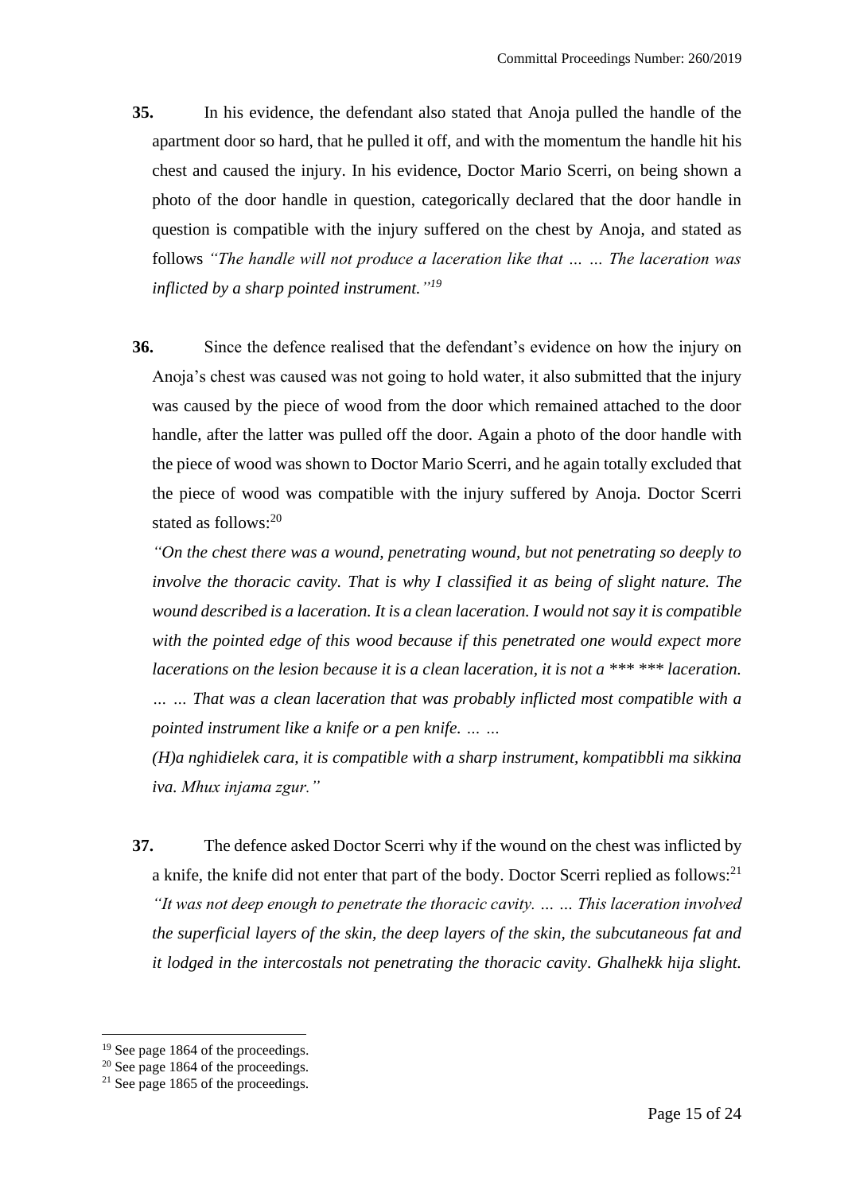**35.** In his evidence, the defendant also stated that Anoja pulled the handle of the apartment door so hard, that he pulled it off, and with the momentum the handle hit his chest and caused the injury. In his evidence, Doctor Mario Scerri, on being shown a photo of the door handle in question, categorically declared that the door handle in question is compatible with the injury suffered on the chest by Anoja, and stated as follows *"The handle will not produce a laceration like that … … The laceration was inflicted by a sharp pointed instrument."*[19]

**36.** Since the defence realised that the defendant's evidence on how the injury on Anoja's chest was caused was not going to hold water, it also submitted that the injury was caused by the piece of wood from the door which remained attached to the door handle, after the latter was pulled off the door. Again a photo of the door handle with the piece of wood was shown to Doctor Mario Scerri, and he again totally excluded that the piece of wood was compatible with the injury suffered by Anoja. Doctor Scerri stated as follows:[20]

*"On the chest there was a wound, penetrating wound, but not penetrating so deeply to involve the thoracic cavity. That is why I classified it as being of slight nature. The wound described is a laceration. It is a clean laceration. I would not say it is compatible with the pointed edge of this wood because if this penetrated one would expect more lacerations on the lesion because it is a clean laceration, it is not a *** *** laceration. … … That was a clean laceration that was probably inflicted most compatible with a pointed instrument like a knife or a pen knife. … …*

*(H)a nghidielek cara, it is compatible with a sharp instrument, kompatibbli ma sikkina iva. Mhux injama zgur."*

**37.** The defence asked Doctor Scerri why if the wound on the chest was inflicted by a knife, the knife did not enter that part of the body. Doctor Scerri replied as follows:[21] *"It was not deep enough to penetrate the thoracic cavity. … … This laceration involved the superficial layers of the skin, the deep layers of the skin, the subcutaneous fat and it lodged in the intercostals not penetrating the thoracic cavity. Ghalhekk hija slight.*

[19] See page 1864 of the proceedings.

[20] See page 1864 of the proceedings.

[21] See page 1865 of the proceedings.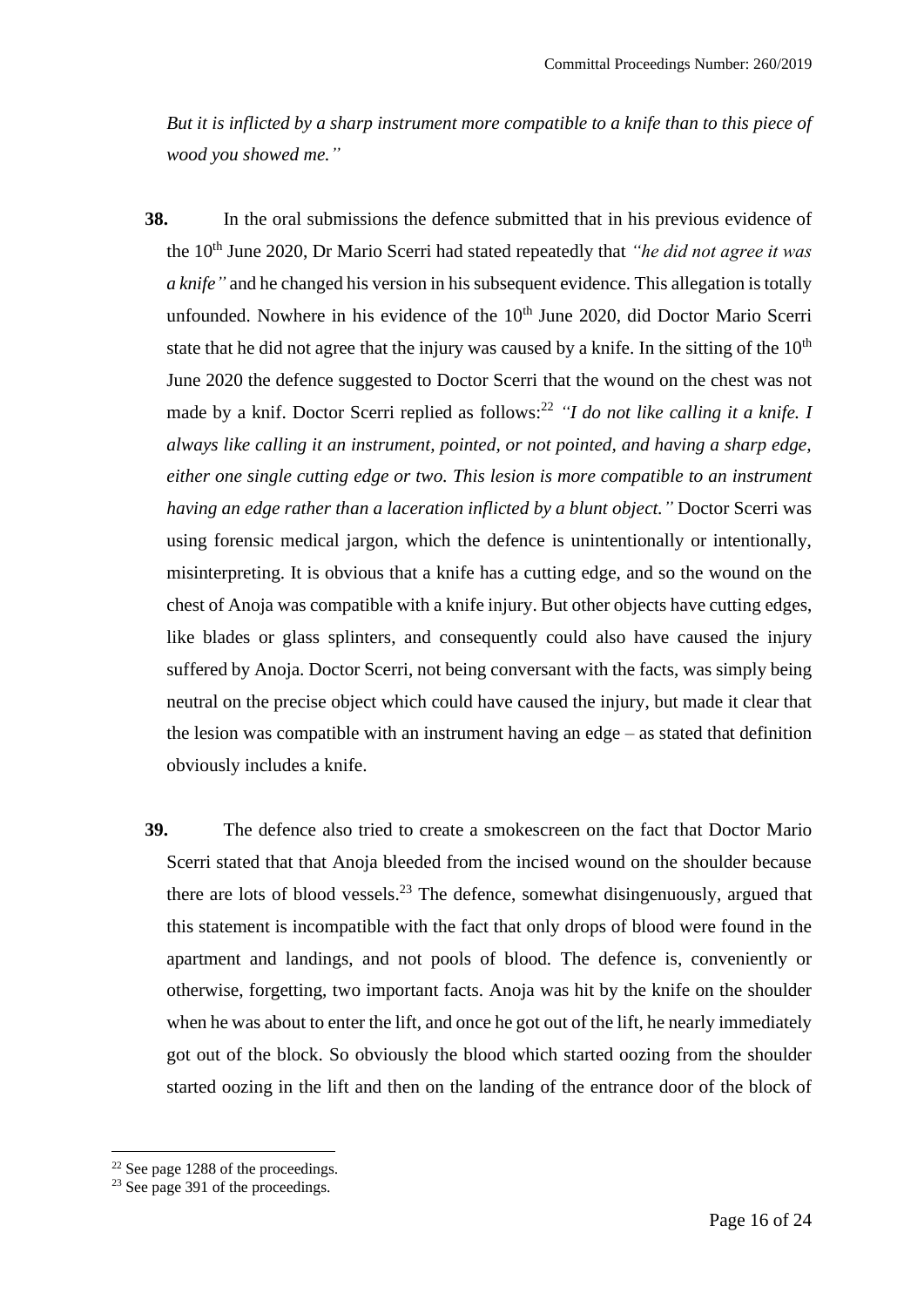*But it is inflicted by a sharp instrument more compatible to a knife than to this piece of wood you showed me."*

**38.** In the oral submissions the defence submitted that in his previous evidence of the 10th June 2020, Dr Mario Scerri had stated repeatedly that *"he did not agree it was a knife"* and he changed his version in his subsequent evidence. This allegation is totally unfounded. Nowhere in his evidence of the 10th June 2020, did Doctor Mario Scerri state that he did not agree that the injury was caused by a knife. In the sitting of the 10th June 2020 the defence suggested to Doctor Scerri that the wound on the chest was not made by a knif. Doctor Scerri replied as follows:[22] *"I do not like calling it a knife. I always like calling it an instrument, pointed, or not pointed, and having a sharp edge, either one single cutting edge or two. This lesion is more compatible to an instrument having an edge rather than a laceration inflicted by a blunt object."* Doctor Scerri was using forensic medical jargon, which the defence is unintentionally or intentionally, misinterpreting. It is obvious that a knife has a cutting edge, and so the wound on the chest of Anoja was compatible with a knife injury. But other objects have cutting edges, like blades or glass splinters, and consequently could also have caused the injury suffered by Anoja. Doctor Scerri, not being conversant with the facts, was simply being neutral on the precise object which could have caused the injury, but made it clear that the lesion was compatible with an instrument having an edge – as stated that definition obviously includes a knife.

**39.** The defence also tried to create a smokescreen on the fact that Doctor Mario Scerri stated that that Anoja bleeded from the incised wound on the shoulder because there are lots of blood vessels.[23] The defence, somewhat disingenuously, argued that this statement is incompatible with the fact that only drops of blood were found in the apartment and landings, and not pools of blood. The defence is, conveniently or otherwise, forgetting, two important facts. Anoja was hit by the knife on the shoulder when he was about to enter the lift, and once he got out of the lift, he nearly immediately got out of the block. So obviously the blood which started oozing from the shoulder started oozing in the lift and then on the landing of the entrance door of the block of

[22] See page 1288 of the proceedings.
[23] See page 391 of the proceedings.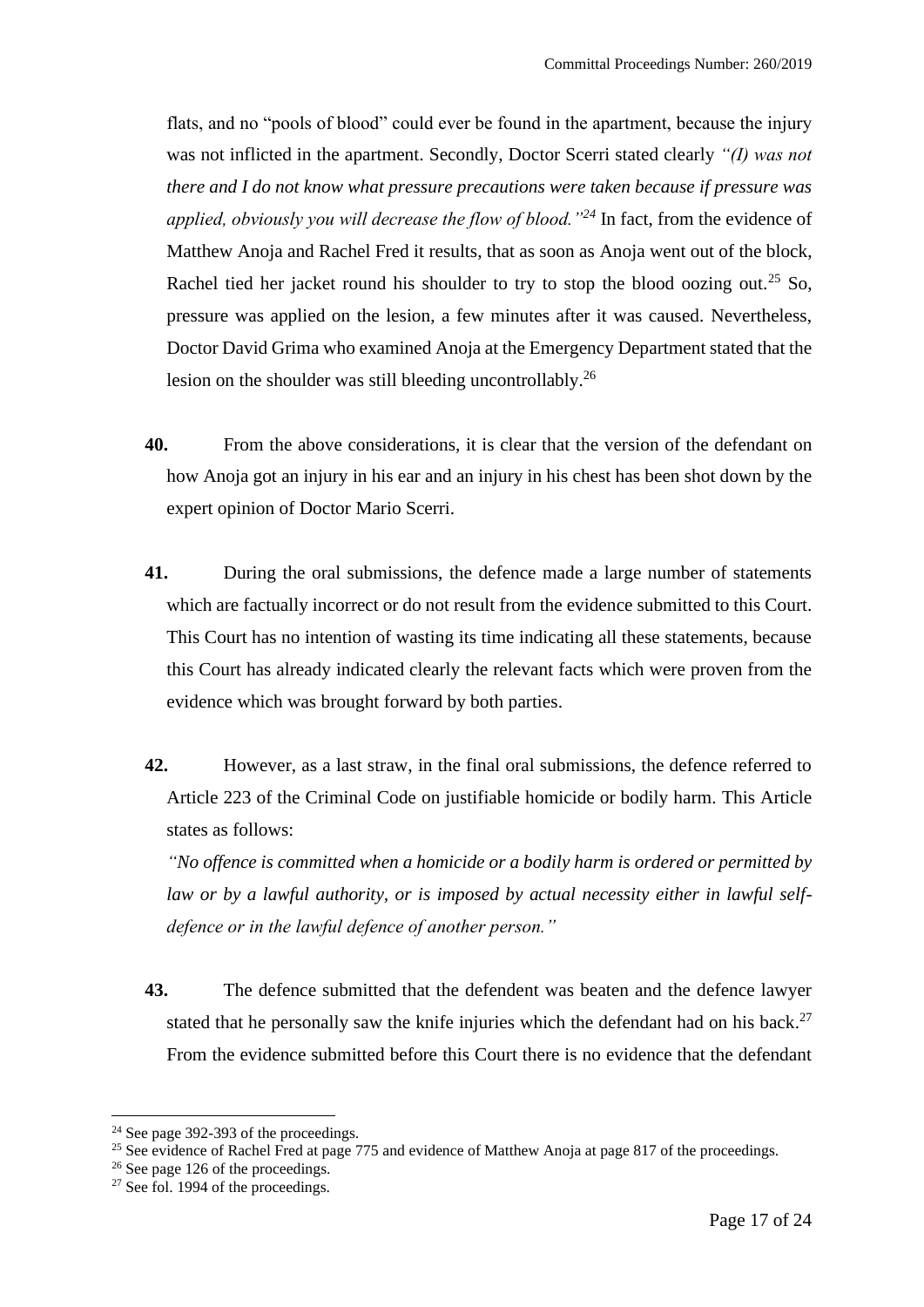flats, and no "pools of blood" could ever be found in the apartment, because the injury was not inflicted in the apartment. Secondly, Doctor Scerri stated clearly *"(I) was not there and I do not know what pressure precautions were taken because if pressure was applied, obviously you will decrease the flow of blood."*[24] In fact, from the evidence of Matthew Anoja and Rachel Fred it results, that as soon as Anoja went out of the block, Rachel tied her jacket round his shoulder to try to stop the blood oozing out.[25] So, pressure was applied on the lesion, a few minutes after it was caused. Nevertheless, Doctor David Grima who examined Anoja at the Emergency Department stated that the lesion on the shoulder was still bleeding uncontrollably.[26]

**40.** From the above considerations, it is clear that the version of the defendant on how Anoja got an injury in his ear and an injury in his chest has been shot down by the expert opinion of Doctor Mario Scerri.

**41.** During the oral submissions, the defence made a large number of statements which are factually incorrect or do not result from the evidence submitted to this Court. This Court has no intention of wasting its time indicating all these statements, because this Court has already indicated clearly the relevant facts which were proven from the evidence which was brought forward by both parties.

**42.** However, as a last straw, in the final oral submissions, the defence referred to Article 223 of the Criminal Code on justifiable homicide or bodily harm. This Article states as follows:

*"No offence is committed when a homicide or a bodily harm is ordered or permitted by law or by a lawful authority, or is imposed by actual necessity either in lawful self-defence or in the lawful defence of another person."*

**43.** The defence submitted that the defendent was beaten and the defence lawyer stated that he personally saw the knife injuries which the defendant had on his back.[27] From the evidence submitted before this Court there is no evidence that the defendant

---

[24] See page 392-393 of the proceedings.

[25] See evidence of Rachel Fred at page 775 and evidence of Matthew Anoja at page 817 of the proceedings.

[26] See page 126 of the proceedings.

[27] See fol. 1994 of the proceedings.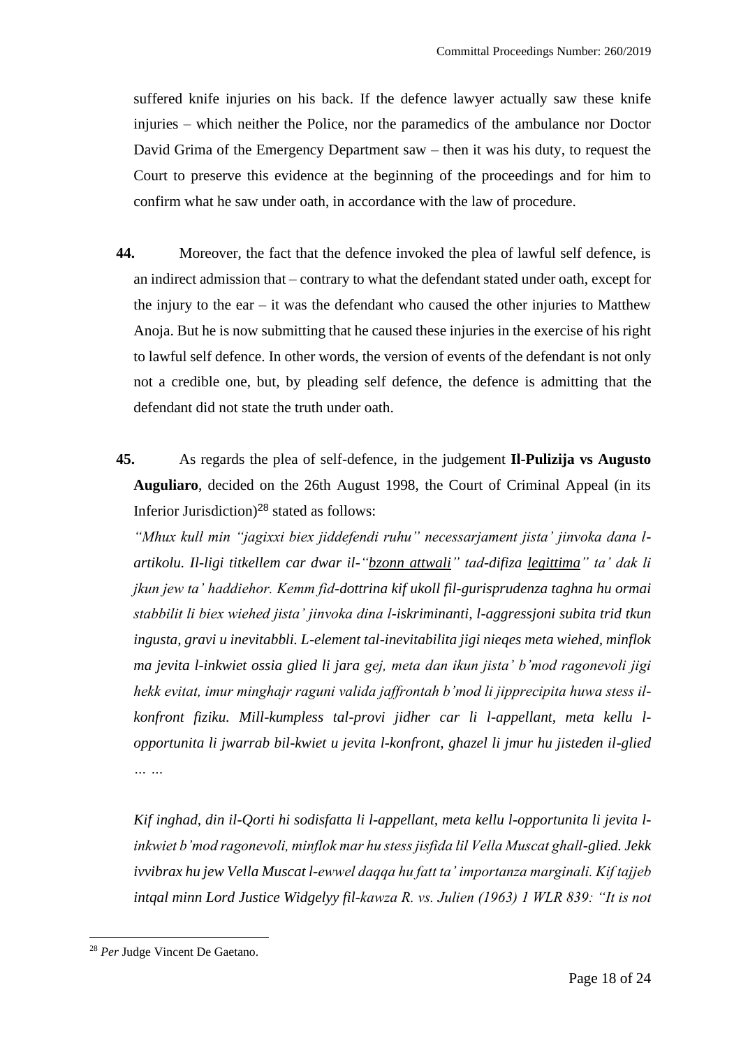suffered knife injuries on his back. If the defence lawyer actually saw these knife injuries – which neither the Police, nor the paramedics of the ambulance nor Doctor David Grima of the Emergency Department saw – then it was his duty, to request the Court to preserve this evidence at the beginning of the proceedings and for him to confirm what he saw under oath, in accordance with the law of procedure.

**44.** Moreover, the fact that the defence invoked the plea of lawful self defence, is an indirect admission that – contrary to what the defendant stated under oath, except for the injury to the ear – it was the defendant who caused the other injuries to Matthew Anoja. But he is now submitting that he caused these injuries in the exercise of his right to lawful self defence. In other words, the version of events of the defendant is not only not a credible one, but, by pleading self defence, the defence is admitting that the defendant did not state the truth under oath.

**45.** As regards the plea of self-defence, in the judgement **Il-Pulizija vs Augusto Auguliaro**, decided on the 26th August 1998, the Court of Criminal Appeal (in its Inferior Jurisdiction)[28] stated as follows:

*"Mhux kull min "jagixxi biex jiddefendi ruhu" necessarjament jista' jinvoka dana l-artikolu. Il-ligi titkellem car dwar il-"bzonn attwali" tad-difiza legittima" ta' dak li jkun jew ta' haddiehor. Kemm fid-dottrina kif ukoll fil-gurisprudenza taghna hu ormai stabbilit li biex wiehed jista' jinvoka dina l-iskriminanti, l-aggressjoni subita trid tkun ingusta, gravi u inevitabbli. L-element tal-inevitabilita jigi nieqes meta wiehed, minflok ma jevita l-inkwiet ossia glied li jara gej, meta dan ikun jista' b'mod ragonevoli jigi hekk evitat, imur minghajr raguni valida jaffrontah b'mod li jipprecipita huwa stess il-konfront fiziku. Mill-kumpless tal-provi jidher car li l-appellant, meta kellu l-opportunita li jwarrab bil-kwiet u jevita l-konfront, ghazel li jmur hu jisteden il-glied … …*

*Kif inghad, din il-Qorti hi sodisfatta li l-appellant, meta kellu l-opportunita li jevita l-inkwiet b'mod ragonevoli, minflok mar hu stess jisfida lil Vella Muscat ghall-glied. Jekk ivvibrax hu jew Vella Muscat l-ewwel daqqa hu fatt ta' importanza marginali. Kif tajjeb intqal minn Lord Justice Widgelyy fil-kawza R. vs. Julien (1963) 1 WLR 839: "It is not*

[28] *Per* Judge Vincent De Gaetano.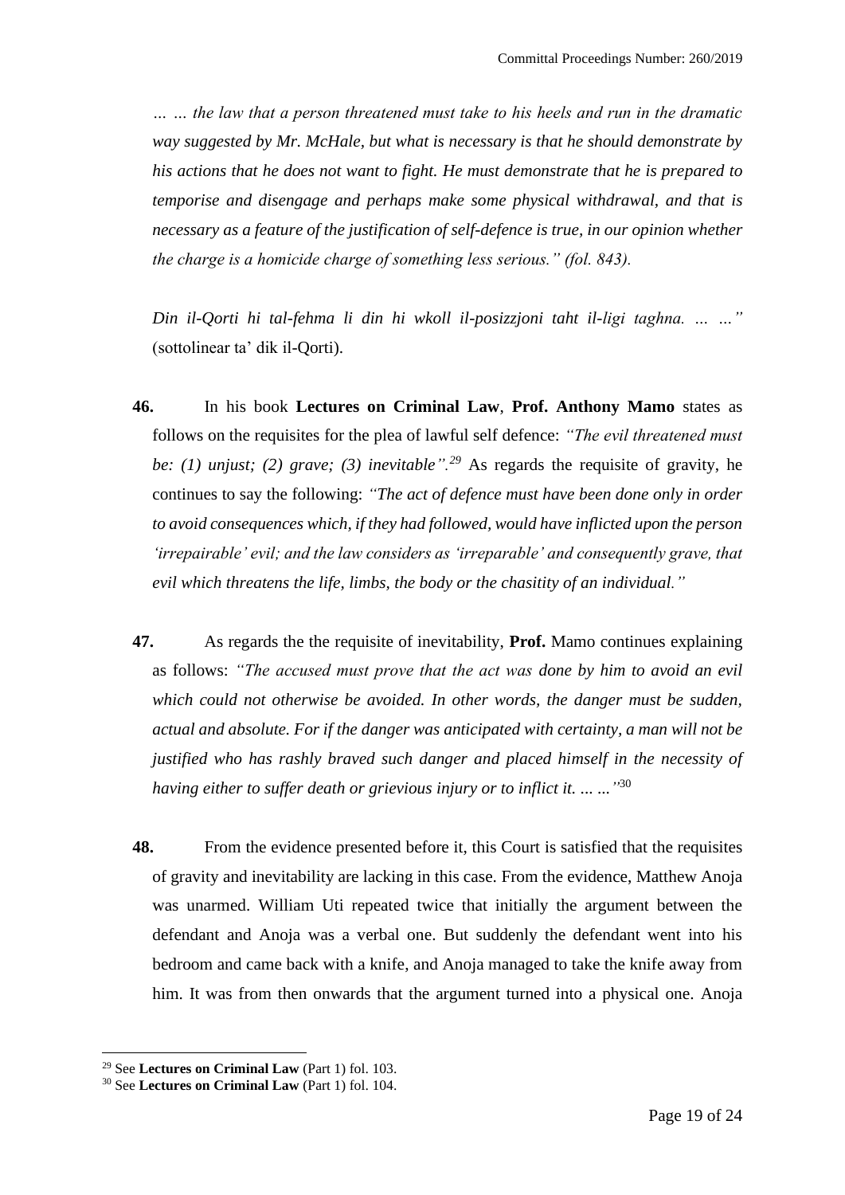*… … the law that a person threatened must take to his heels and run in the dramatic way suggested by Mr. McHale, but what is necessary is that he should demonstrate by his actions that he does not want to fight. He must demonstrate that he is prepared to temporise and disengage and perhaps make some physical withdrawal, and that is necessary as a feature of the justification of self-defence is true, in our opinion whether the charge is a homicide charge of something less serious." (fol. 843).*

*Din il-Qorti hi tal-fehma li din hi wkoll il-posizzjoni taht il-ligi taghna. … …"* (sottolinear ta' dik il-Qorti).

**46.** In his book **Lectures on Criminal Law**, **Prof. Anthony Mamo** states as follows on the requisites for the plea of lawful self defence: *"The evil threatened must be: (1) unjust; (2) grave; (3) inevitable".*[29] As regards the requisite of gravity, he continues to say the following: *"The act of defence must have been done only in order to avoid consequences which, if they had followed, would have inflicted upon the person 'irrepairable' evil; and the law considers as 'irreparable' and consequently grave, that evil which threatens the life, limbs, the body or the chasitity of an individual."*

**47.** As regards the the requisite of inevitability, **Prof.** Mamo continues explaining as follows: *"The accused must prove that the act was done by him to avoid an evil which could not otherwise be avoided. In other words, the danger must be sudden, actual and absolute. For if the danger was anticipated with certainty, a man will not be justified who has rashly braved such danger and placed himself in the necessity of having either to suffer death or grievious injury or to inflict it. … …"*[30]

**48.** From the evidence presented before it, this Court is satisfied that the requisites of gravity and inevitability are lacking in this case. From the evidence, Matthew Anoja was unarmed. William Uti repeated twice that initially the argument between the defendant and Anoja was a verbal one. But suddenly the defendant went into his bedroom and came back with a knife, and Anoja managed to take the knife away from him. It was from then onwards that the argument turned into a physical one. Anoja

[29] See **Lectures on Criminal Law** (Part 1) fol. 103.

[30] See **Lectures on Criminal Law** (Part 1) fol. 104.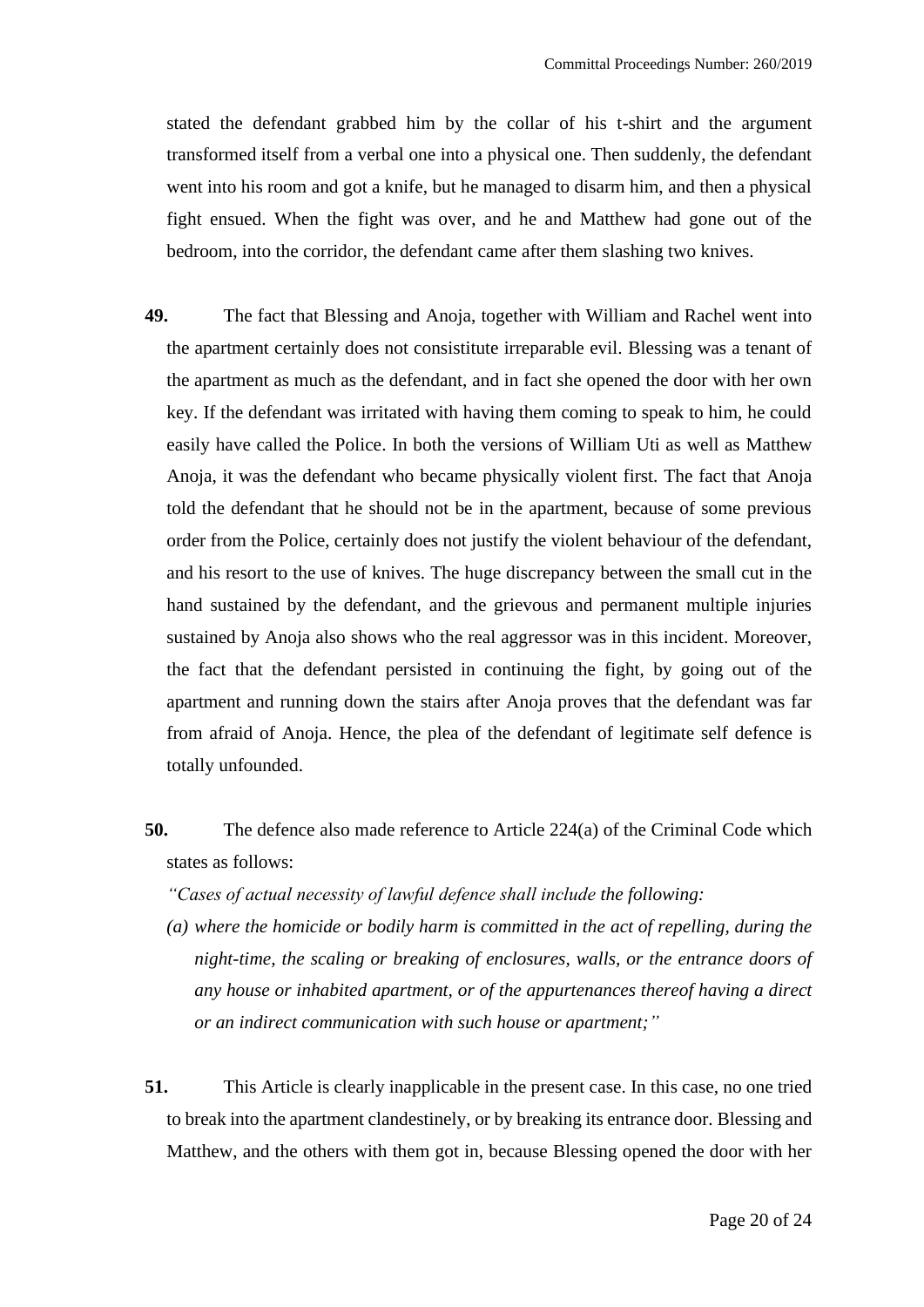stated the defendant grabbed him by the collar of his t-shirt and the argument transformed itself from a verbal one into a physical one. Then suddenly, the defendant went into his room and got a knife, but he managed to disarm him, and then a physical fight ensued. When the fight was over, and he and Matthew had gone out of the bedroom, into the corridor, the defendant came after them slashing two knives.

**49.** The fact that Blessing and Anoja, together with William and Rachel went into the apartment certainly does not consistitute irreparable evil. Blessing was a tenant of the apartment as much as the defendant, and in fact she opened the door with her own key. If the defendant was irritated with having them coming to speak to him, he could easily have called the Police. In both the versions of William Uti as well as Matthew Anoja, it was the defendant who became physically violent first. The fact that Anoja told the defendant that he should not be in the apartment, because of some previous order from the Police, certainly does not justify the violent behaviour of the defendant, and his resort to the use of knives. The huge discrepancy between the small cut in the hand sustained by the defendant, and the grievous and permanent multiple injuries sustained by Anoja also shows who the real aggressor was in this incident. Moreover, the fact that the defendant persisted in continuing the fight, by going out of the apartment and running down the stairs after Anoja proves that the defendant was far from afraid of Anoja. Hence, the plea of the defendant of legitimate self defence is totally unfounded.

**50.** The defence also made reference to Article 224(a) of the Criminal Code which states as follows:

*"Cases of actual necessity of lawful defence shall include the following:*

*(a) where the homicide or bodily harm is committed in the act of repelling, during the night-time, the scaling or breaking of enclosures, walls, or the entrance doors of any house or inhabited apartment, or of the appurtenances thereof having a direct or an indirect communication with such house or apartment;"*

**51.** This Article is clearly inapplicable in the present case. In this case, no one tried to break into the apartment clandestinely, or by breaking its entrance door. Blessing and Matthew, and the others with them got in, because Blessing opened the door with her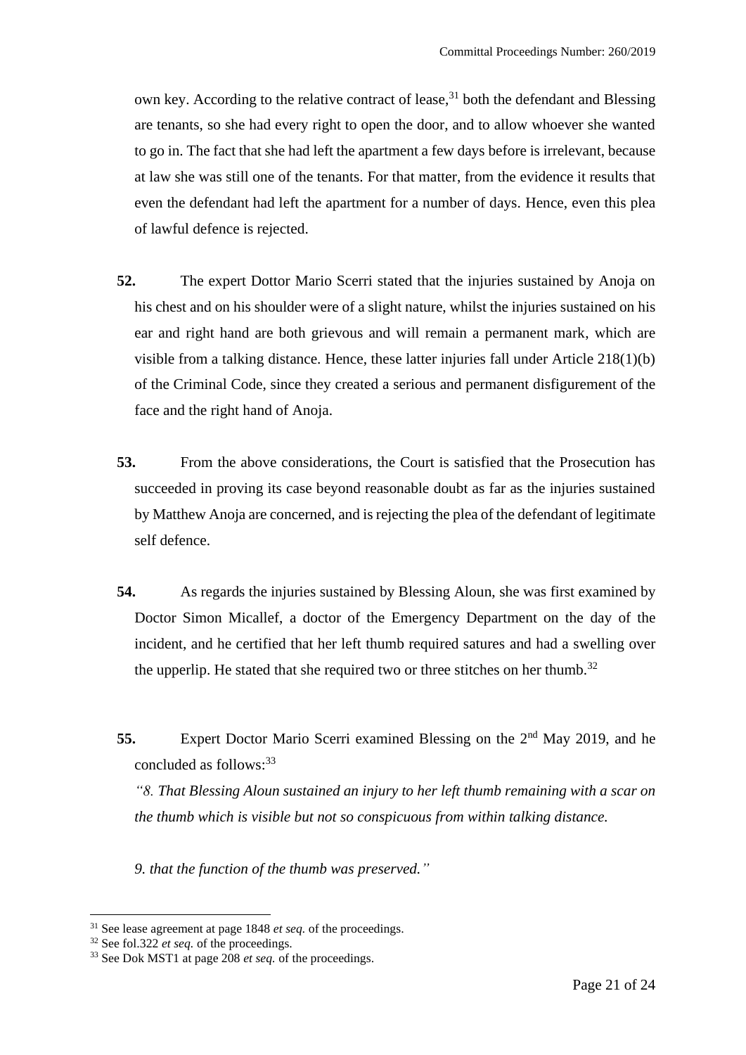own key. According to the relative contract of lease,[31] both the defendant and Blessing are tenants, so she had every right to open the door, and to allow whoever she wanted to go in. The fact that she had left the apartment a few days before is irrelevant, because at law she was still one of the tenants. For that matter, from the evidence it results that even the defendant had left the apartment for a number of days. Hence, even this plea of lawful defence is rejected.

**52.** The expert Dottor Mario Scerri stated that the injuries sustained by Anoja on his chest and on his shoulder were of a slight nature, whilst the injuries sustained on his ear and right hand are both grievous and will remain a permanent mark, which are visible from a talking distance. Hence, these latter injuries fall under Article 218(1)(b) of the Criminal Code, since they created a serious and permanent disfigurement of the face and the right hand of Anoja.

**53.** From the above considerations, the Court is satisfied that the Prosecution has succeeded in proving its case beyond reasonable doubt as far as the injuries sustained by Matthew Anoja are concerned, and is rejecting the plea of the defendant of legitimate self defence.

**54.** As regards the injuries sustained by Blessing Aloun, she was first examined by Doctor Simon Micallef, a doctor of the Emergency Department on the day of the incident, and he certified that her left thumb required satures and had a swelling over the upperlip. He stated that she required two or three stitches on her thumb.[32]

**55.** Expert Doctor Mario Scerri examined Blessing on the 2nd May 2019, and he concluded as follows:[33]

*"8. That Blessing Aloun sustained an injury to her left thumb remaining with a scar on the thumb which is visible but not so conspicuous from within talking distance.*

*9. that the function of the thumb was preserved."*

---

[31] See lease agreement at page 1848 *et seq.* of the proceedings.

[32] See fol.322 *et seq.* of the proceedings.

[33] See Dok MST1 at page 208 *et seq.* of the proceedings.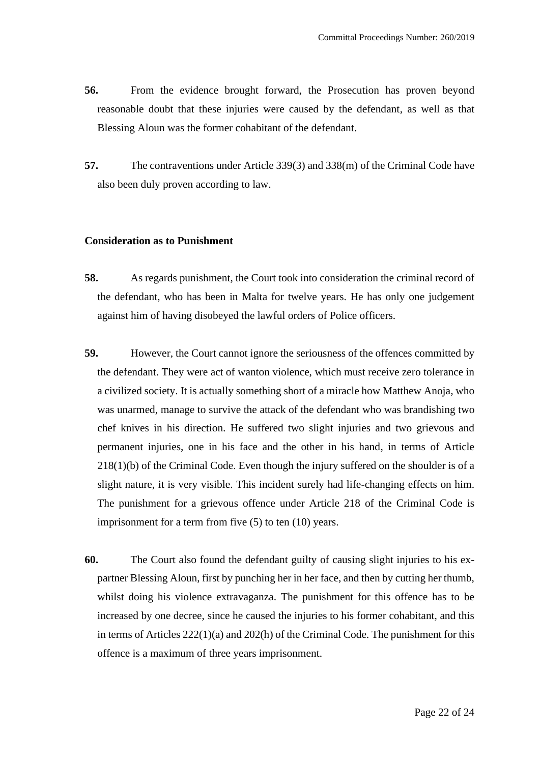**56.** From the evidence brought forward, the Prosecution has proven beyond reasonable doubt that these injuries were caused by the defendant, as well as that Blessing Aloun was the former cohabitant of the defendant.

**57.** The contraventions under Article 339(3) and 338(m) of the Criminal Code have also been duly proven according to law.

**Consideration as to Punishment**

**58.** As regards punishment, the Court took into consideration the criminal record of the defendant, who has been in Malta for twelve years. He has only one judgement against him of having disobeyed the lawful orders of Police officers.

**59.** However, the Court cannot ignore the seriousness of the offences committed by the defendant. They were act of wanton violence, which must receive zero tolerance in a civilized society. It is actually something short of a miracle how Matthew Anoja, who was unarmed, manage to survive the attack of the defendant who was brandishing two chef knives in his direction. He suffered two slight injuries and two grievous and permanent injuries, one in his face and the other in his hand, in terms of Article 218(1)(b) of the Criminal Code. Even though the injury suffered on the shoulder is of a slight nature, it is very visible. This incident surely had life-changing effects on him. The punishment for a grievous offence under Article 218 of the Criminal Code is imprisonment for a term from five (5) to ten (10) years.

**60.** The Court also found the defendant guilty of causing slight injuries to his ex-partner Blessing Aloun, first by punching her in her face, and then by cutting her thumb, whilst doing his violence extravaganza. The punishment for this offence has to be increased by one decree, since he caused the injuries to his former cohabitant, and this in terms of Articles 222(1)(a) and 202(h) of the Criminal Code. The punishment for this offence is a maximum of three years imprisonment.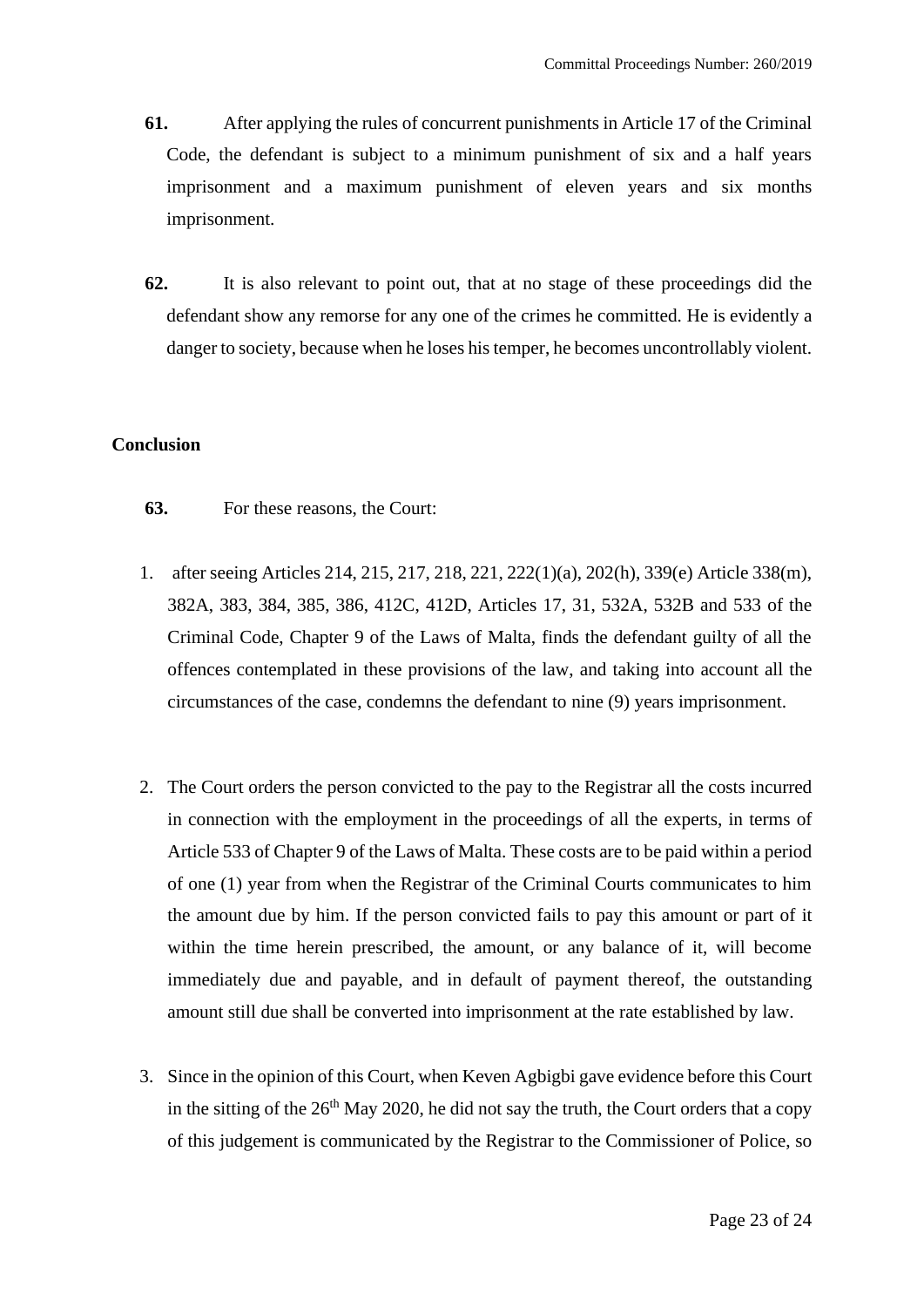**61.** After applying the rules of concurrent punishments in Article 17 of the Criminal Code, the defendant is subject to a minimum punishment of six and a half years imprisonment and a maximum punishment of eleven years and six months imprisonment.

**62.** It is also relevant to point out, that at no stage of these proceedings did the defendant show any remorse for any one of the crimes he committed. He is evidently a danger to society, because when he loses his temper, he becomes uncontrollably violent.

**Conclusion**

**63.** For these reasons, the Court:

1. after seeing Articles 214, 215, 217, 218, 221, 222(1)(a), 202(h), 339(e) Article 338(m), 382A, 383, 384, 385, 386, 412C, 412D, Articles 17, 31, 532A, 532B and 533 of the Criminal Code, Chapter 9 of the Laws of Malta, finds the defendant guilty of all the offences contemplated in these provisions of the law, and taking into account all the circumstances of the case, condemns the defendant to nine (9) years imprisonment.

2. The Court orders the person convicted to the pay to the Registrar all the costs incurred in connection with the employment in the proceedings of all the experts, in terms of Article 533 of Chapter 9 of the Laws of Malta. These costs are to be paid within a period of one (1) year from when the Registrar of the Criminal Courts communicates to him the amount due by him. If the person convicted fails to pay this amount or part of it within the time herein prescribed, the amount, or any balance of it, will become immediately due and payable, and in default of payment thereof, the outstanding amount still due shall be converted into imprisonment at the rate established by law.

3. Since in the opinion of this Court, when Keven Agbigbi gave evidence before this Court in the sitting of the 26th May 2020, he did not say the truth, the Court orders that a copy of this judgement is communicated by the Registrar to the Commissioner of Police, so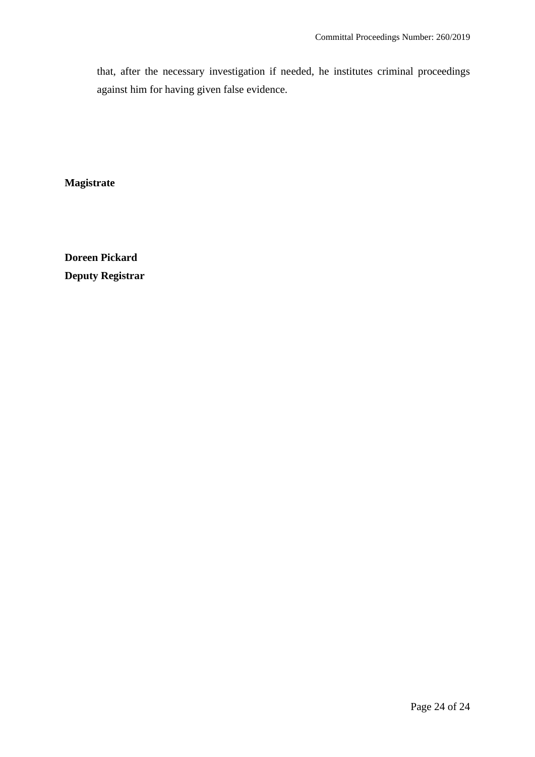that, after the necessary investigation if needed, he institutes criminal proceedings against him for having given false evidence.

**Magistrate**

**Doreen Pickard**
**Deputy Registrar**